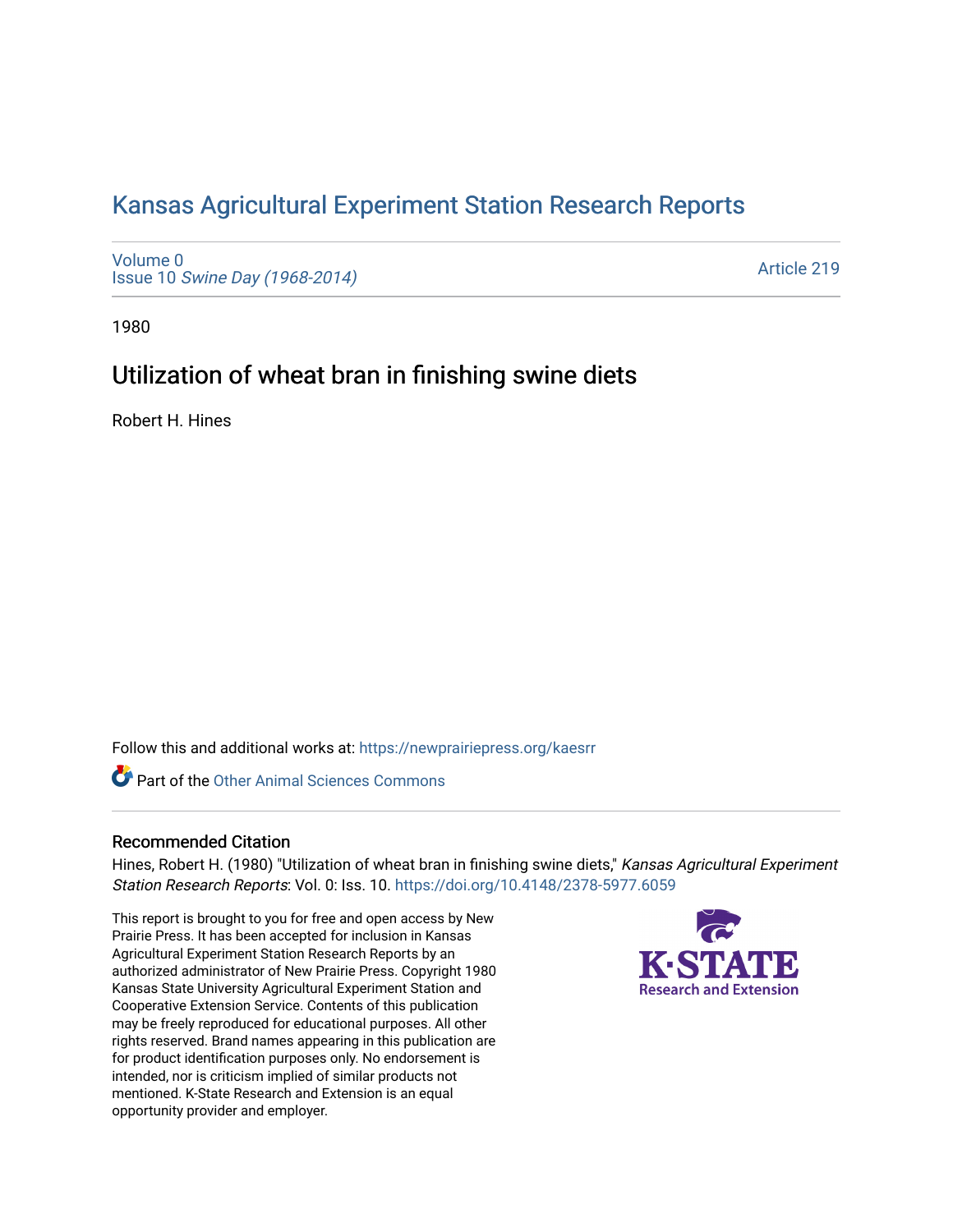# Kansas Agricultural Experiment Station Research Reports

Volume 0
Issue 10 *Swine Day (1968-2014)*

Article 219

1980

## Utilization of wheat bran in finishing swine diets

Robert H. Hines

Follow this and additional works at: https://newprairiepress.org/kaesrr

Part of the Other Animal Sciences Commons

### Recommended Citation

Hines, Robert H. (1980) "Utilization of wheat bran in finishing swine diets," *Kansas Agricultural Experiment Station Research Reports*: Vol. 0: Iss. 10. https://doi.org/10.4148/2378-5977.6059

This report is brought to you for free and open access by New Prairie Press. It has been accepted for inclusion in Kansas Agricultural Experiment Station Research Reports by an authorized administrator of New Prairie Press. Copyright 1980 Kansas State University Agricultural Experiment Station and Cooperative Extension Service. Contents of this publication may be freely reproduced for educational purposes. All other rights reserved. Brand names appearing in this publication are for product identification purposes only. No endorsement is intended, nor is criticism implied of similar products not mentioned. K-State Research and Extension is an equal opportunity provider and employer.

K-STATE Research and Extension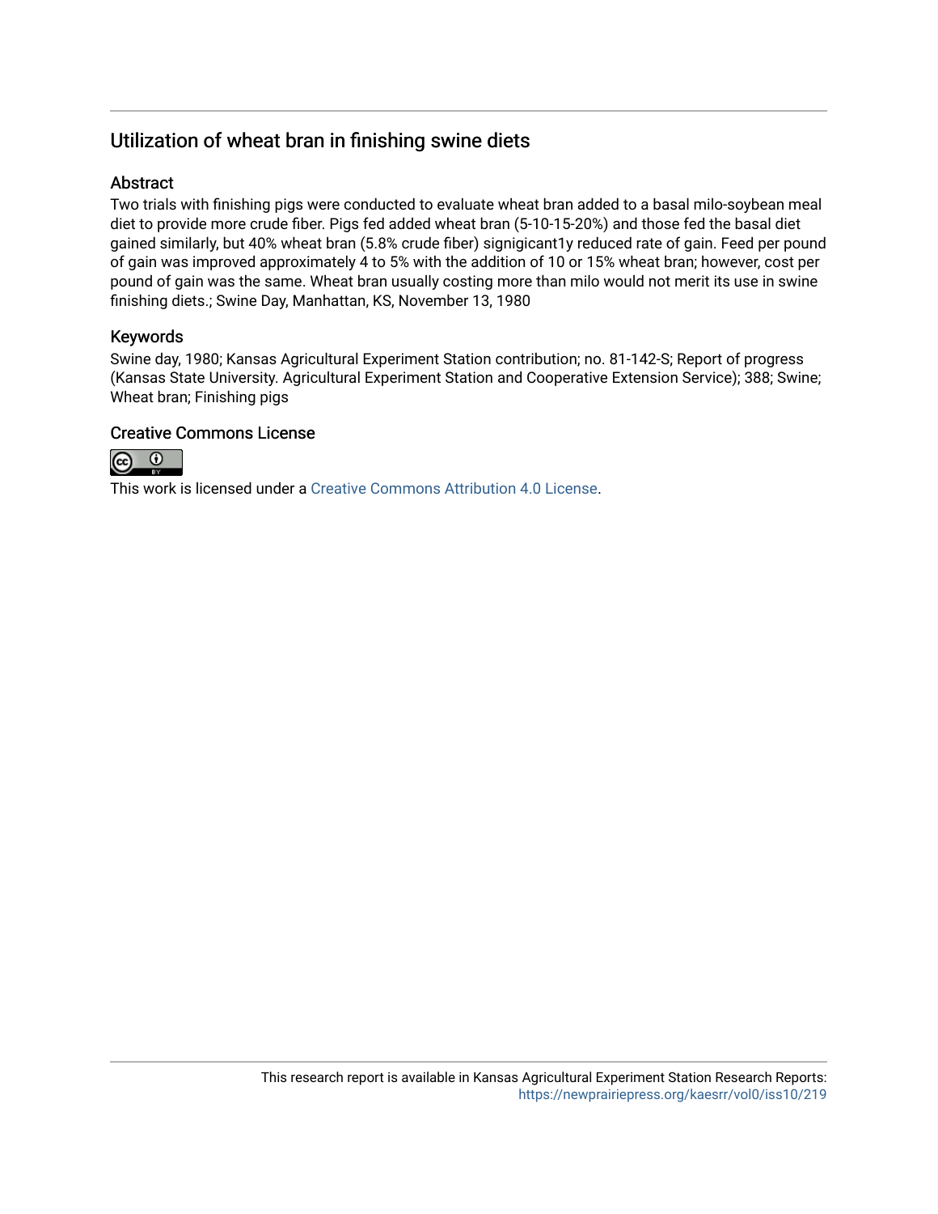## Utilization of wheat bran in finishing swine diets

### Abstract

Two trials with finishing pigs were conducted to evaluate wheat bran added to a basal milo-soybean meal diet to provide more crude fiber. Pigs fed added wheat bran (5-10-15-20%) and those fed the basal diet gained similarly, but 40% wheat bran (5.8% crude fiber) signigicant1y reduced rate of gain. Feed per pound of gain was improved approximately 4 to 5% with the addition of 10 or 15% wheat bran; however, cost per pound of gain was the same. Wheat bran usually costing more than milo would not merit its use in swine finishing diets.; Swine Day, Manhattan, KS, November 13, 1980

### Keywords

Swine day, 1980; Kansas Agricultural Experiment Station contribution; no. 81-142-S; Report of progress (Kansas State University. Agricultural Experiment Station and Cooperative Extension Service); 388; Swine; Wheat bran; Finishing pigs

### Creative Commons License

This work is licensed under a Creative Commons Attribution 4.0 License.

This research report is available in Kansas Agricultural Experiment Station Research Reports: https://newprairiepress.org/kaesrr/vol0/iss10/219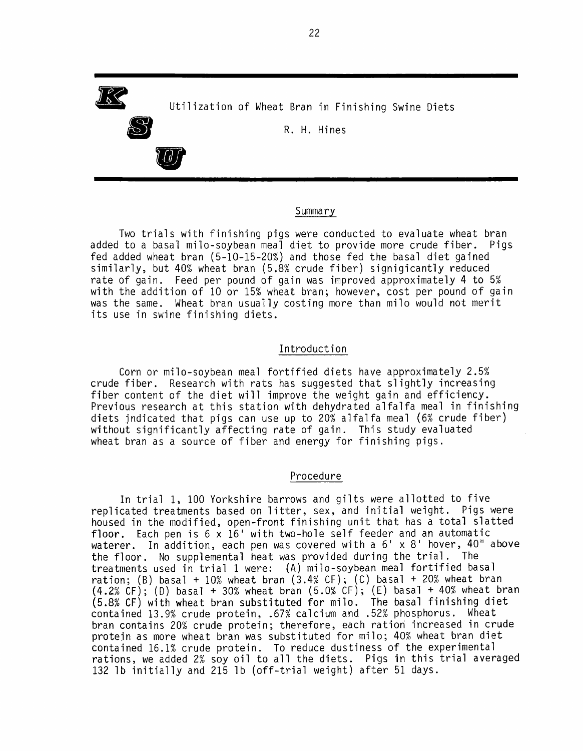# Utilization of Wheat Bran in Finishing Swine Diets

R. H. Hines

## Summary

Two trials with finishing pigs were conducted to evaluate wheat bran added to a basal milo-soybean meal diet to provide more crude fiber. Pigs fed added wheat bran (5-10-15-20%) and those fed the basal diet gained similarly, but 40% wheat bran (5.8% crude fiber) signigicantly reduced rate of gain. Feed per pound of gain was improved approximately 4 to 5% with the addition of 10 or 15% wheat bran; however, cost per pound of gain was the same. Wheat bran usually costing more than milo would not merit its use in swine finishing diets.

## Introduction

Corn or milo-soybean meal fortified diets have approximately 2.5% crude fiber. Research with rats has suggested that slightly increasing fiber content of the diet will improve the weight gain and efficiency. Previous research at this station with dehydrated alfalfa meal in finishing diets indicated that pigs can use up to 20% alfalfa meal (6% crude fiber) without significantly affecting rate of gain. This study evaluated wheat bran as a source of fiber and energy for finishing pigs.

## Procedure

In trial 1, 100 Yorkshire barrows and gilts were allotted to five replicated treatments based on litter, sex, and initial weight. Pigs were housed in the modified, open-front finishing unit that has a total slatted floor. Each pen is 6 x 16' with two-hole self feeder and an automatic waterer. In addition, each pen was covered with a 6' x 8' hover, 40" above the floor. No supplemental heat was provided during the trial. The treatments used in trial 1 were: (A) milo-soybean meal fortified basal ration; (B) basal + 10% wheat bran (3.4% CF); (C) basal + 20% wheat bran (4.2% CF); (D) basal + 30% wheat bran (5.0% CF); (E) basal + 40% wheat bran (5.8% CF) with wheat bran substituted for milo. The basal finishing diet contained 13.9% crude protein, .67% calcium and .52% phosphorus. Wheat bran contains 20% crude protein; therefore, each ration increased in crude protein as more wheat bran was substituted for milo; 40% wheat bran diet contained 16.1% crude protein. To reduce dustiness of the experimental rations, we added 2% soy oil to all the diets. Pigs in this trial averaged 132 lb initially and 215 lb (off-trial weight) after 51 days.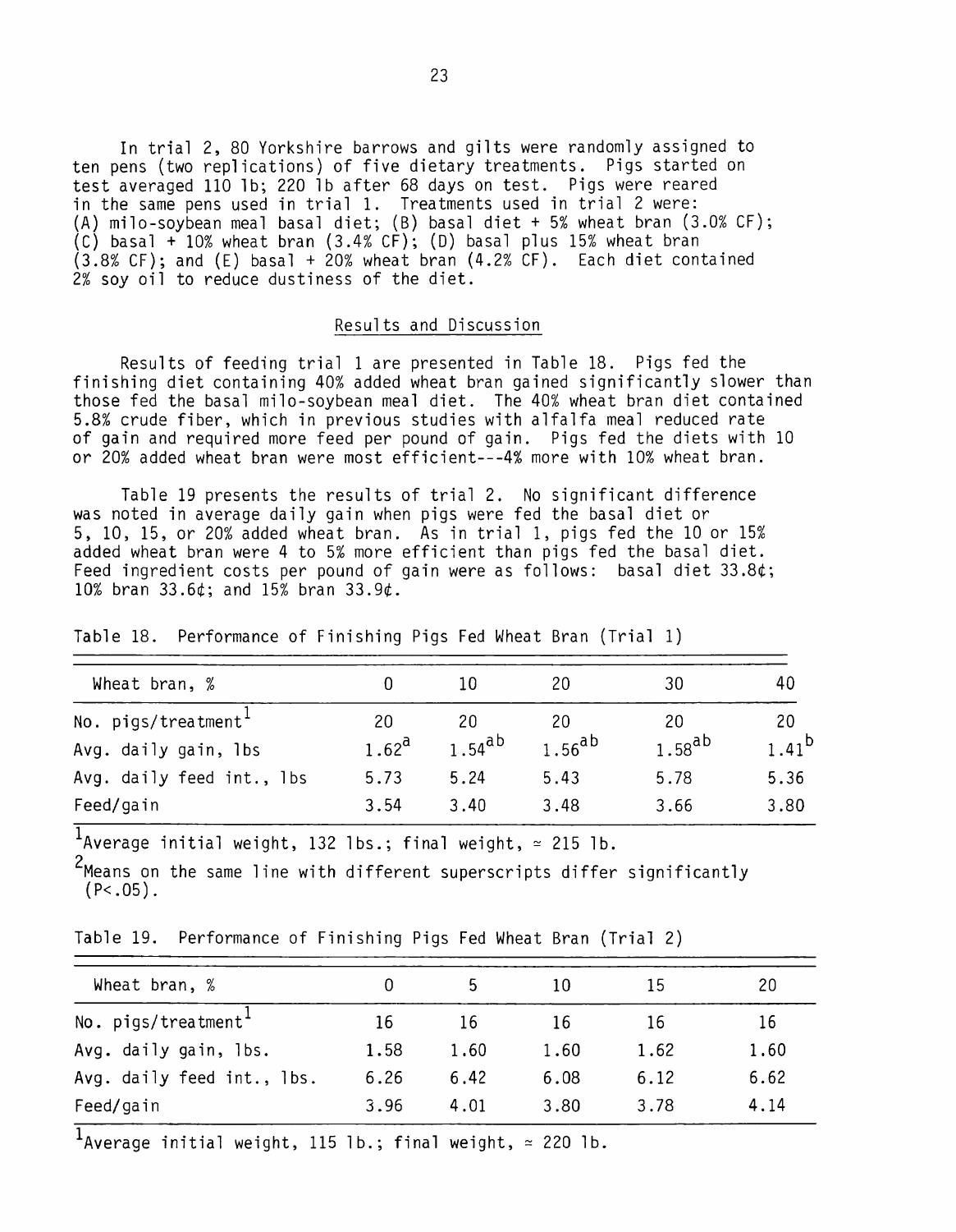In trial 2, 80 Yorkshire barrows and gilts were randomly assigned to ten pens (two replications) of five dietary treatments. Pigs started on test averaged 110 lb; 220 lb after 68 days on test. Pigs were reared in the same pens used in trial 1. Treatments used in trial 2 were: (A) milo-soybean meal basal diet; (B) basal diet + 5% wheat bran (3.0% CF); (C) basal + 10% wheat bran (3.4% CF); (D) basal plus 15% wheat bran (3.8% CF); and (E) basal + 20% wheat bran (4.2% CF). Each diet contained 2% soy oil to reduce dustiness of the diet.

## Results and Discussion

Results of feeding trial 1 are presented in Table 18. Pigs fed the finishing diet containing 40% added wheat bran gained significantly slower than those fed the basal milo-soybean meal diet. The 40% wheat bran diet contained 5.8% crude fiber, which in previous studies with alfalfa meal reduced rate of gain and required more feed per pound of gain. Pigs fed the diets with 10 or 20% added wheat bran were most efficient---4% more with 10% wheat bran.

Table 19 presents the results of trial 2. No significant difference was noted in average daily gain when pigs were fed the basal diet or 5, 10, 15, or 20% added wheat bran. As in trial 1, pigs fed the 10 or 15% added wheat bran were 4 to 5% more efficient than pigs fed the basal diet. Feed ingredient costs per pound of gain were as follows: basal diet 33.8¢; 10% bran 33.6¢; and 15% bran 33.9¢.

Table 18. Performance of Finishing Pigs Fed Wheat Bran (Trial 1)

| Wheat bran, % | 0 | 10 | 20 | 30 | 40 |
|---|---|---|---|---|---|
| No. pigs/treatment[1] | 20 | 20 | 20 | 20 | 20 |
| Avg. daily gain, lbs | 1.62[a] | 1.54[ab] | 1.56[ab] | 1.58[ab] | 1.41[b] |
| Avg. daily feed int., lbs | 5.73 | 5.24 | 5.43 | 5.78 | 5.36 |
| Feed/gain | 3.54 | 3.40 | 3.48 | 3.66 | 3.80 |

[1]Average initial weight, 132 lbs.; final weight, ≈ 215 lb.

[2]Means on the same line with different superscripts differ significantly ($P<.05$).

Table 19. Performance of Finishing Pigs Fed Wheat Bran (Trial 2)

| Wheat bran, % | 0 | 5 | 10 | 15 | 20 |
|---|---|---|---|---|---|
| No. pigs/treatment[1] | 16 | 16 | 16 | 16 | 16 |
| Avg. daily gain, lbs. | 1.58 | 1.60 | 1.60 | 1.62 | 1.60 |
| Avg. daily feed int., lbs. | 6.26 | 6.42 | 6.08 | 6.12 | 6.62 |
| Feed/gain | 3.96 | 4.01 | 3.80 | 3.78 | 4.14 |

[1]Average initial weight, 115 lb.; final weight, ≈ 220 lb.